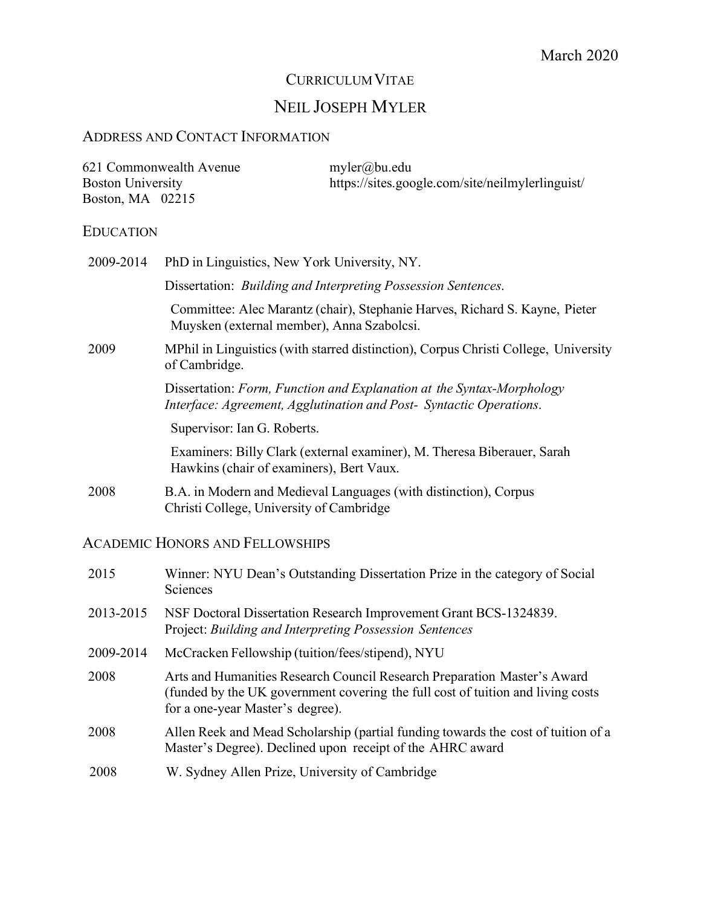March 2020

# CURRICULUM VITAE

# NEIL JOSEPH MYLER

## ADDRESS AND CONTACT INFORMATION

621 Commonwealth Avenue
Boston University
Boston, MA 02215

myler@bu.edu
https://sites.google.com/site/neilmylerlinguist/

## EDUCATION

2009-2014 PhD in Linguistics, New York University, NY.

Dissertation: *Building and Interpreting Possession Sentences*.

Committee: Alec Marantz (chair), Stephanie Harves, Richard S. Kayne, Pieter Muysken (external member), Anna Szabolcsi.

2009 MPhil in Linguistics (with starred distinction), Corpus Christi College, University of Cambridge.

Dissertation: *Form, Function and Explanation at the Syntax-Morphology Interface: Agreement, Agglutination and Post- Syntactic Operations*.

Supervisor: Ian G. Roberts.

Examiners: Billy Clark (external examiner), M. Theresa Biberauer, Sarah Hawkins (chair of examiners), Bert Vaux.

2008 B.A. in Modern and Medieval Languages (with distinction), Corpus Christi College, University of Cambridge

## ACADEMIC HONORS AND FELLOWSHIPS

2015 Winner: NYU Dean's Outstanding Dissertation Prize in the category of Social Sciences

2013-2015 NSF Doctoral Dissertation Research Improvement Grant BCS-1324839. Project: *Building and Interpreting Possession Sentences*

2009-2014 McCracken Fellowship (tuition/fees/stipend), NYU

2008 Arts and Humanities Research Council Research Preparation Master's Award (funded by the UK government covering the full cost of tuition and living costs for a one-year Master's degree).

2008 Allen Reek and Mead Scholarship (partial funding towards the cost of tuition of a Master's Degree). Declined upon receipt of the AHRC award

2008 W. Sydney Allen Prize, University of Cambridge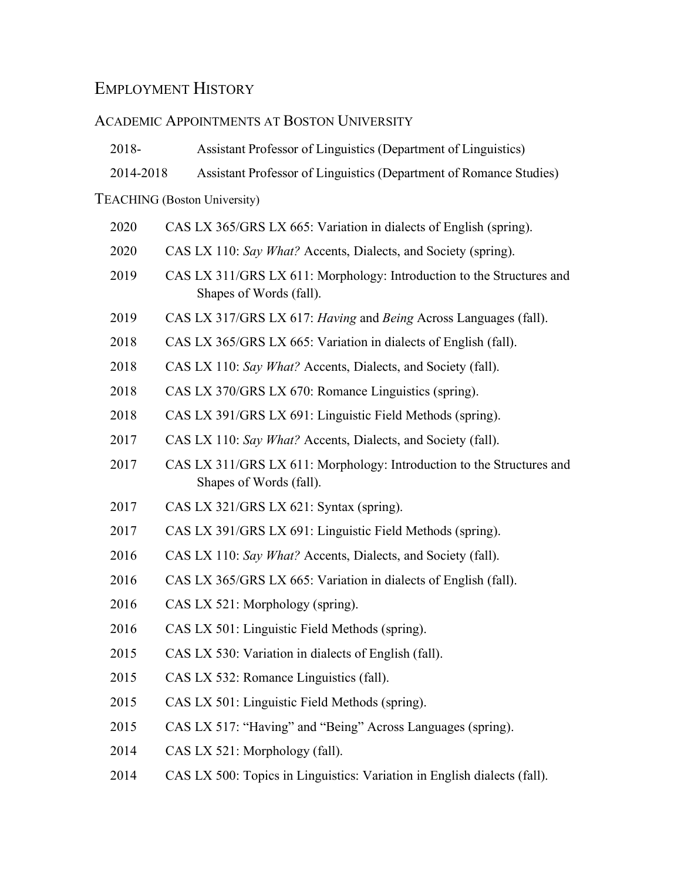# EMPLOYMENT HISTORY

## ACADEMIC APPOINTMENTS AT BOSTON UNIVERSITY

2018- Assistant Professor of Linguistics (Department of Linguistics)

2014-2018 Assistant Professor of Linguistics (Department of Romance Studies)

## TEACHING (Boston University)

2020 CAS LX 365/GRS LX 665: Variation in dialects of English (spring).

2020 CAS LX 110: *Say What?* Accents, Dialects, and Society (spring).

2019 CAS LX 311/GRS LX 611: Morphology: Introduction to the Structures and Shapes of Words (fall).

2019 CAS LX 317/GRS LX 617: *Having* and *Being* Across Languages (fall).

2018 CAS LX 365/GRS LX 665: Variation in dialects of English (fall).

2018 CAS LX 110: *Say What?* Accents, Dialects, and Society (fall).

2018 CAS LX 370/GRS LX 670: Romance Linguistics (spring).

2018 CAS LX 391/GRS LX 691: Linguistic Field Methods (spring).

2017 CAS LX 110: *Say What?* Accents, Dialects, and Society (fall).

2017 CAS LX 311/GRS LX 611: Morphology: Introduction to the Structures and Shapes of Words (fall).

2017 CAS LX 321/GRS LX 621: Syntax (spring).

2017 CAS LX 391/GRS LX 691: Linguistic Field Methods (spring).

2016 CAS LX 110: *Say What?* Accents, Dialects, and Society (fall).

2016 CAS LX 365/GRS LX 665: Variation in dialects of English (fall).

2016 CAS LX 521: Morphology (spring).

2016 CAS LX 501: Linguistic Field Methods (spring).

2015 CAS LX 530: Variation in dialects of English (fall).

2015 CAS LX 532: Romance Linguistics (fall).

2015 CAS LX 501: Linguistic Field Methods (spring).

2015 CAS LX 517: "Having" and "Being" Across Languages (spring).

2014 CAS LX 521: Morphology (fall).

2014 CAS LX 500: Topics in Linguistics: Variation in English dialects (fall).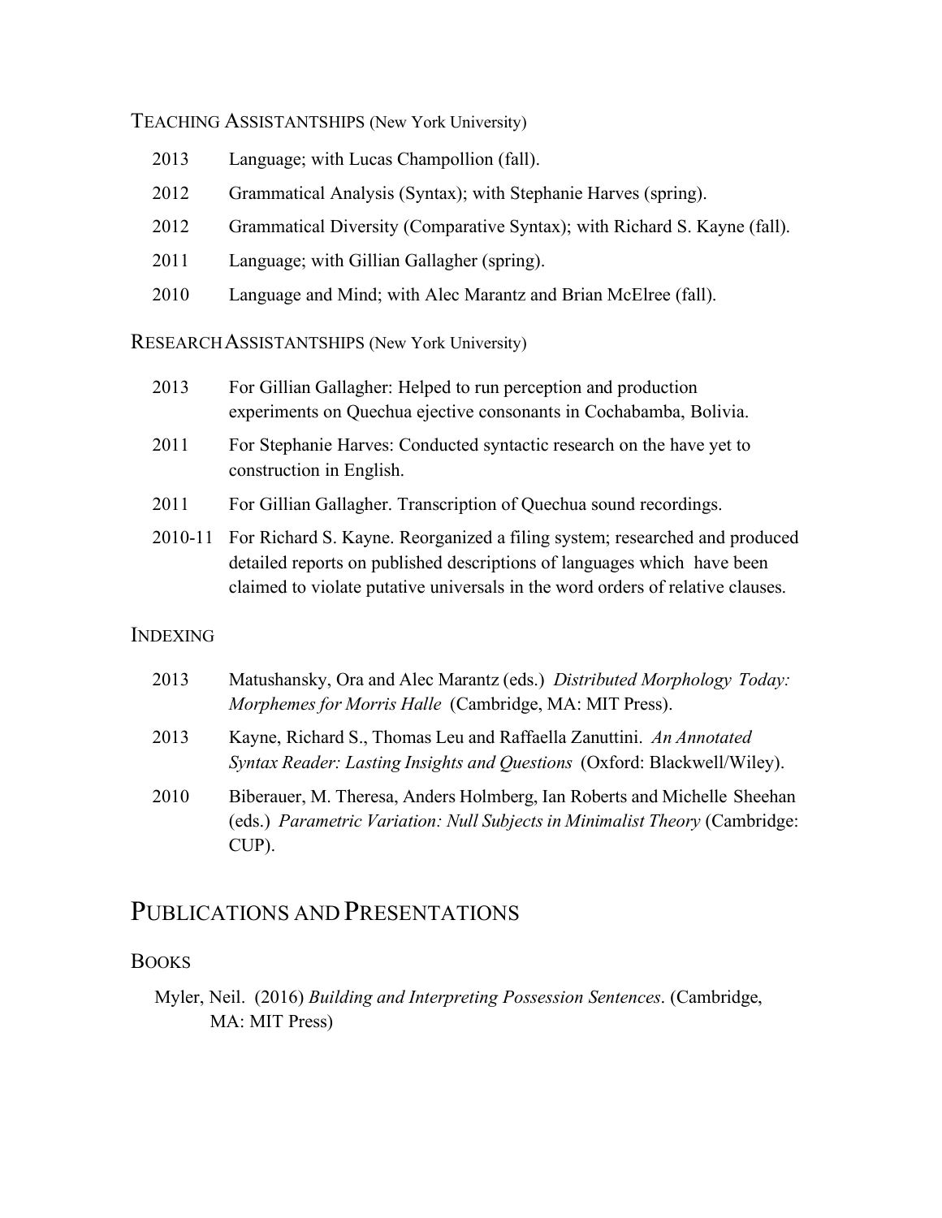### Teaching Assistantships (New York University)

2013 Language; with Lucas Champollion (fall).

2012 Grammatical Analysis (Syntax); with Stephanie Harves (spring).

2012 Grammatical Diversity (Comparative Syntax); with Richard S. Kayne (fall).

2011 Language; with Gillian Gallagher (spring).

2010 Language and Mind; with Alec Marantz and Brian McElree (fall).

### Research Assistantships (New York University)

2013 For Gillian Gallagher: Helped to run perception and production experiments on Quechua ejective consonants in Cochabamba, Bolivia.

2011 For Stephanie Harves: Conducted syntactic research on the have yet to construction in English.

2011 For Gillian Gallagher. Transcription of Quechua sound recordings.

2010-11 For Richard S. Kayne. Reorganized a filing system; researched and produced detailed reports on published descriptions of languages which have been claimed to violate putative universals in the word orders of relative clauses.

### Indexing

2013 Matushansky, Ora and Alec Marantz (eds.) *Distributed Morphology Today: Morphemes for Morris Halle* (Cambridge, MA: MIT Press).

2013 Kayne, Richard S., Thomas Leu and Raffaella Zanuttini. *An Annotated Syntax Reader: Lasting Insights and Questions* (Oxford: Blackwell/Wiley).

2010 Biberauer, M. Theresa, Anders Holmberg, Ian Roberts and Michelle Sheehan (eds.) *Parametric Variation: Null Subjects in Minimalist Theory* (Cambridge: CUP).

## Publications and Presentations

### Books

Myler, Neil. (2016) *Building and Interpreting Possession Sentences*. (Cambridge, MA: MIT Press)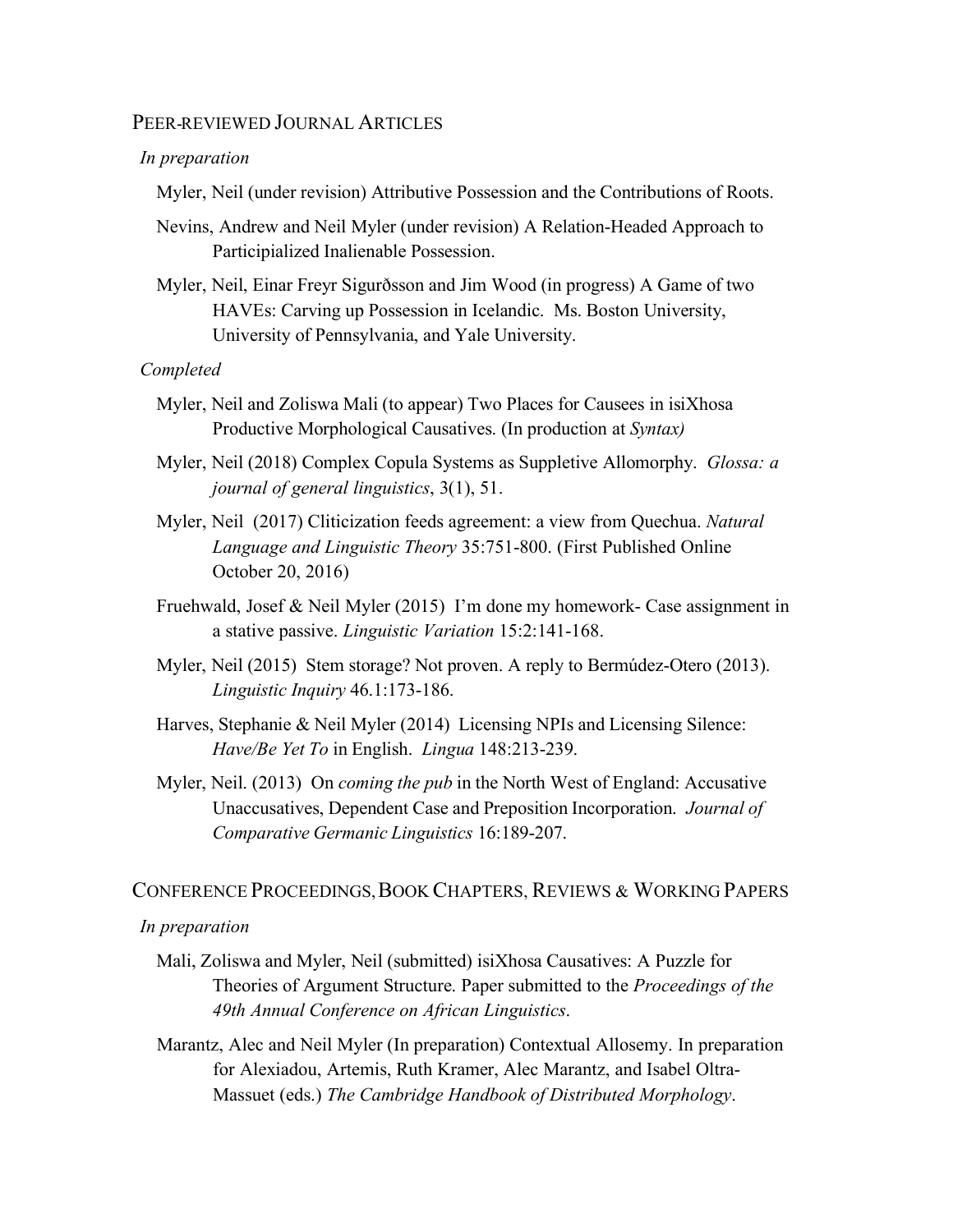## Peer-reviewed Journal Articles

*In preparation*

Myler, Neil (under revision) Attributive Possession and the Contributions of Roots.

Nevins, Andrew and Neil Myler (under revision) A Relation-Headed Approach to Participialized Inalienable Possession.

Myler, Neil, Einar Freyr Sigurðsson and Jim Wood (in progress) A Game of two HAVEs: Carving up Possession in Icelandic. Ms. Boston University, University of Pennsylvania, and Yale University.

*Completed*

Myler, Neil and Zoliswa Mali (to appear) Two Places for Causees in isiXhosa Productive Morphological Causatives. (In production at *Syntax)*

Myler, Neil (2018) Complex Copula Systems as Suppletive Allomorphy. *Glossa: a journal of general linguistics*, 3(1), 51.

Myler, Neil (2017) Cliticization feeds agreement: a view from Quechua. *Natural Language and Linguistic Theory* 35:751-800. (First Published Online October 20, 2016)

Fruehwald, Josef & Neil Myler (2015) I'm done my homework- Case assignment in a stative passive. *Linguistic Variation* 15:2:141-168.

Myler, Neil (2015) Stem storage? Not proven. A reply to Bermúdez-Otero (2013). *Linguistic Inquiry* 46.1:173-186.

Harves, Stephanie & Neil Myler (2014) Licensing NPIs and Licensing Silence: *Have/Be Yet To* in English. *Lingua* 148:213-239.

Myler, Neil. (2013) On *coming the pub* in the North West of England: Accusative Unaccusatives, Dependent Case and Preposition Incorporation. *Journal of Comparative Germanic Linguistics* 16:189-207.

## Conference Proceedings, Book Chapters, Reviews & Working Papers

*In preparation*

Mali, Zoliswa and Myler, Neil (submitted) isiXhosa Causatives: A Puzzle for Theories of Argument Structure. Paper submitted to the *Proceedings of the 49th Annual Conference on African Linguistics*.

Marantz, Alec and Neil Myler (In preparation) Contextual Allosemy. In preparation for Alexiadou, Artemis, Ruth Kramer, Alec Marantz, and Isabel Oltra-Massuet (eds.) *The Cambridge Handbook of Distributed Morphology*.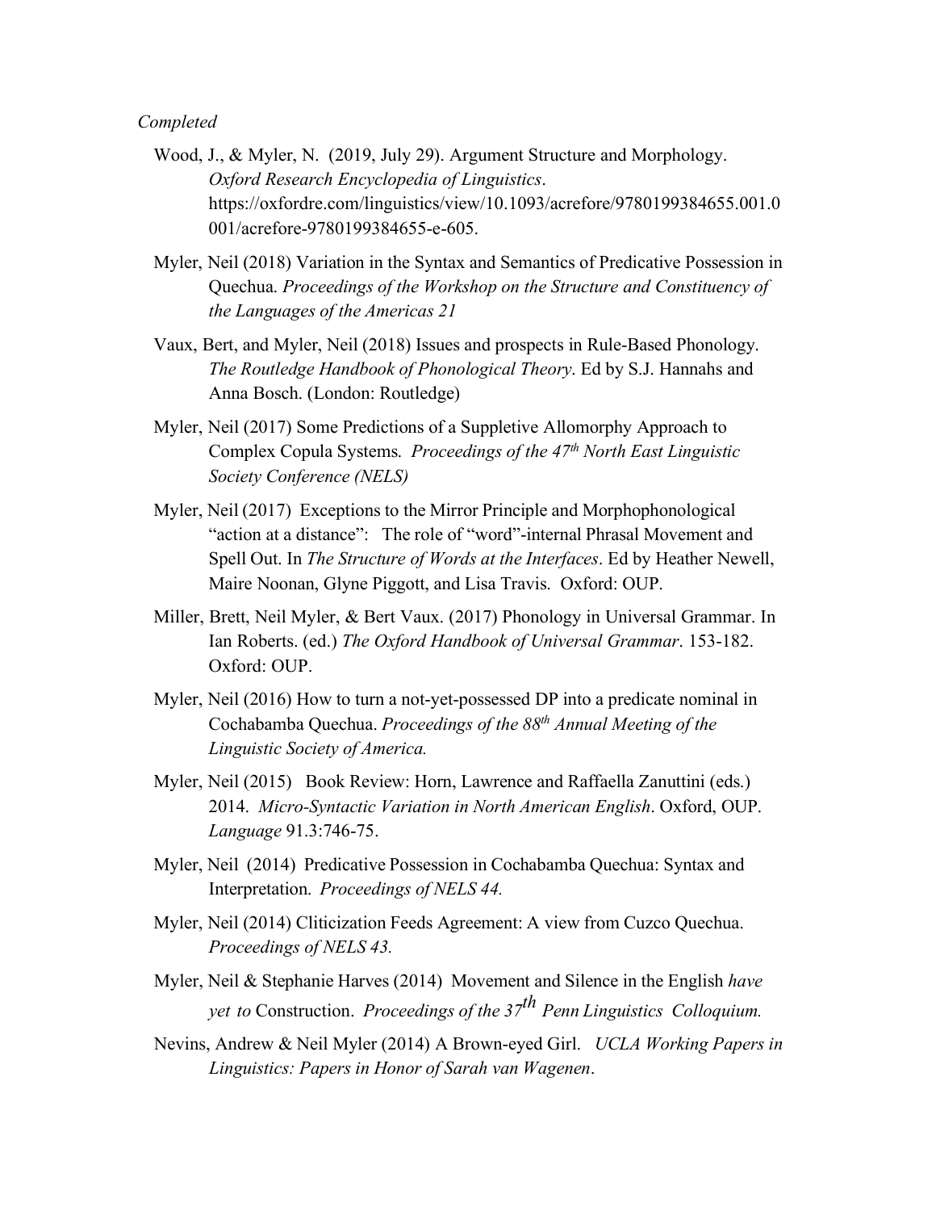*Completed*

Wood, J., & Myler, N. (2019, July 29). Argument Structure and Morphology. *Oxford Research Encyclopedia of Linguistics*. https://oxfordre.com/linguistics/view/10.1093/acrefore/9780199384655.001.0001/acrefore-9780199384655-e-605.

Myler, Neil (2018) Variation in the Syntax and Semantics of Predicative Possession in Quechua. *Proceedings of the Workshop on the Structure and Constituency of the Languages of the Americas 21*

Vaux, Bert, and Myler, Neil (2018) Issues and prospects in Rule-Based Phonology. *The Routledge Handbook of Phonological Theory*. Ed by S.J. Hannahs and Anna Bosch. (London: Routledge)

Myler, Neil (2017) Some Predictions of a Suppletive Allomorphy Approach to Complex Copula Systems. *Proceedings of the 47th North East Linguistic Society Conference (NELS)*

Myler, Neil (2017) Exceptions to the Mirror Principle and Morphophonological "action at a distance": The role of "word"-internal Phrasal Movement and Spell Out. In *The Structure of Words at the Interfaces*. Ed by Heather Newell, Maire Noonan, Glyne Piggott, and Lisa Travis. Oxford: OUP.

Miller, Brett, Neil Myler, & Bert Vaux. (2017) Phonology in Universal Grammar. In Ian Roberts. (ed.) *The Oxford Handbook of Universal Grammar*. 153-182. Oxford: OUP.

Myler, Neil (2016) How to turn a not-yet-possessed DP into a predicate nominal in Cochabamba Quechua. *Proceedings of the 88th Annual Meeting of the Linguistic Society of America.*

Myler, Neil (2015) Book Review: Horn, Lawrence and Raffaella Zanuttini (eds.) 2014. *Micro-Syntactic Variation in North American English*. Oxford, OUP. *Language* 91.3:746-75.

Myler, Neil (2014) Predicative Possession in Cochabamba Quechua: Syntax and Interpretation. *Proceedings of NELS 44.*

Myler, Neil (2014) Cliticization Feeds Agreement: A view from Cuzco Quechua. *Proceedings of NELS 43.*

Myler, Neil & Stephanie Harves (2014) Movement and Silence in the English *have yet to* Construction. *Proceedings of the 37th Penn Linguistics Colloquium.*

Nevins, Andrew & Neil Myler (2014) A Brown-eyed Girl. *UCLA Working Papers in Linguistics: Papers in Honor of Sarah van Wagenen*.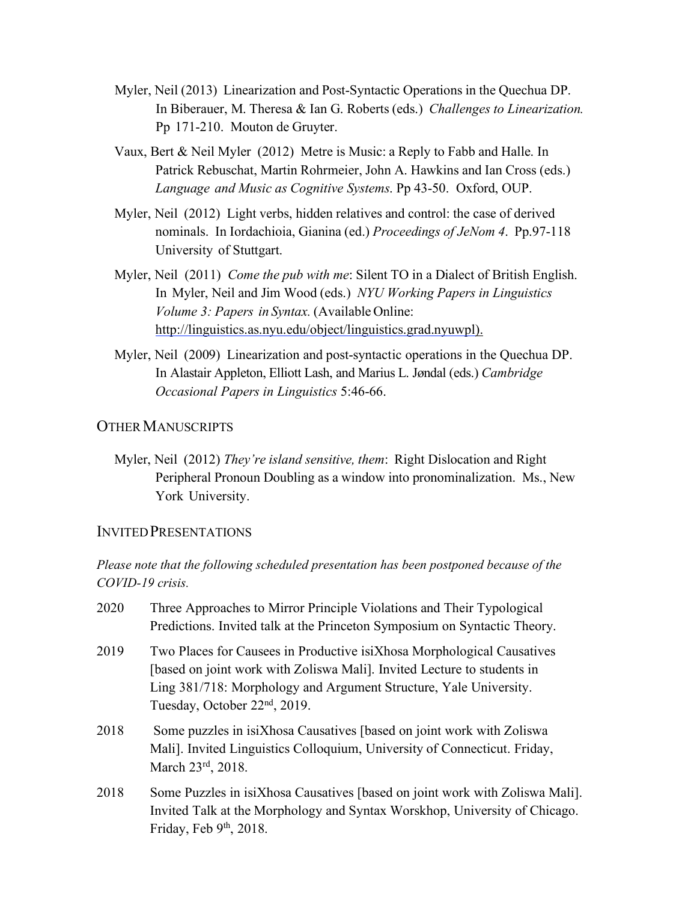Myler, Neil (2013) Linearization and Post-Syntactic Operations in the Quechua DP. In Biberauer, M. Theresa & Ian G. Roberts (eds.) *Challenges to Linearization.* Pp 171-210. Mouton de Gruyter.

Vaux, Bert & Neil Myler (2012) Metre is Music: a Reply to Fabb and Halle. In Patrick Rebuschat, Martin Rohrmeier, John A. Hawkins and Ian Cross (eds.) *Language and Music as Cognitive Systems*. Pp 43-50. Oxford, OUP.

Myler, Neil (2012) Light verbs, hidden relatives and control: the case of derived nominals. In Iordachioia, Gianina (ed.) *Proceedings of JeNom 4*. Pp.97-118 University of Stuttgart.

Myler, Neil (2011) *Come the pub with me*: Silent TO in a Dialect of British English. In Myler, Neil and Jim Wood (eds.) *NYU Working Papers in Linguistics Volume 3: Papers in Syntax.* (Available Online: http://linguistics.as.nyu.edu/object/linguistics.grad.nyuwpl).

Myler, Neil (2009) Linearization and post-syntactic operations in the Quechua DP. In Alastair Appleton, Elliott Lash, and Marius L. Jøndal (eds.) *Cambridge Occasional Papers in Linguistics* 5:46-66.

## Other Manuscripts

Myler, Neil (2012) *They're island sensitive, them*: Right Dislocation and Right Peripheral Pronoun Doubling as a window into pronominalization. Ms., New York University.

## Invited Presentations

*Please note that the following scheduled presentation has been postponed because of the COVID-19 crisis.*

2020 Three Approaches to Mirror Principle Violations and Their Typological Predictions. Invited talk at the Princeton Symposium on Syntactic Theory.

2019 Two Places for Causees in Productive isiXhosa Morphological Causatives [based on joint work with Zoliswa Mali]. Invited Lecture to students in Ling 381/718: Morphology and Argument Structure, Yale University. Tuesday, October 22nd, 2019.

2018 Some puzzles in isiXhosa Causatives [based on joint work with Zoliswa Mali]. Invited Linguistics Colloquium, University of Connecticut. Friday, March 23rd, 2018.

2018 Some Puzzles in isiXhosa Causatives [based on joint work with Zoliswa Mali]. Invited Talk at the Morphology and Syntax Worskhop, University of Chicago. Friday, Feb 9th, 2018.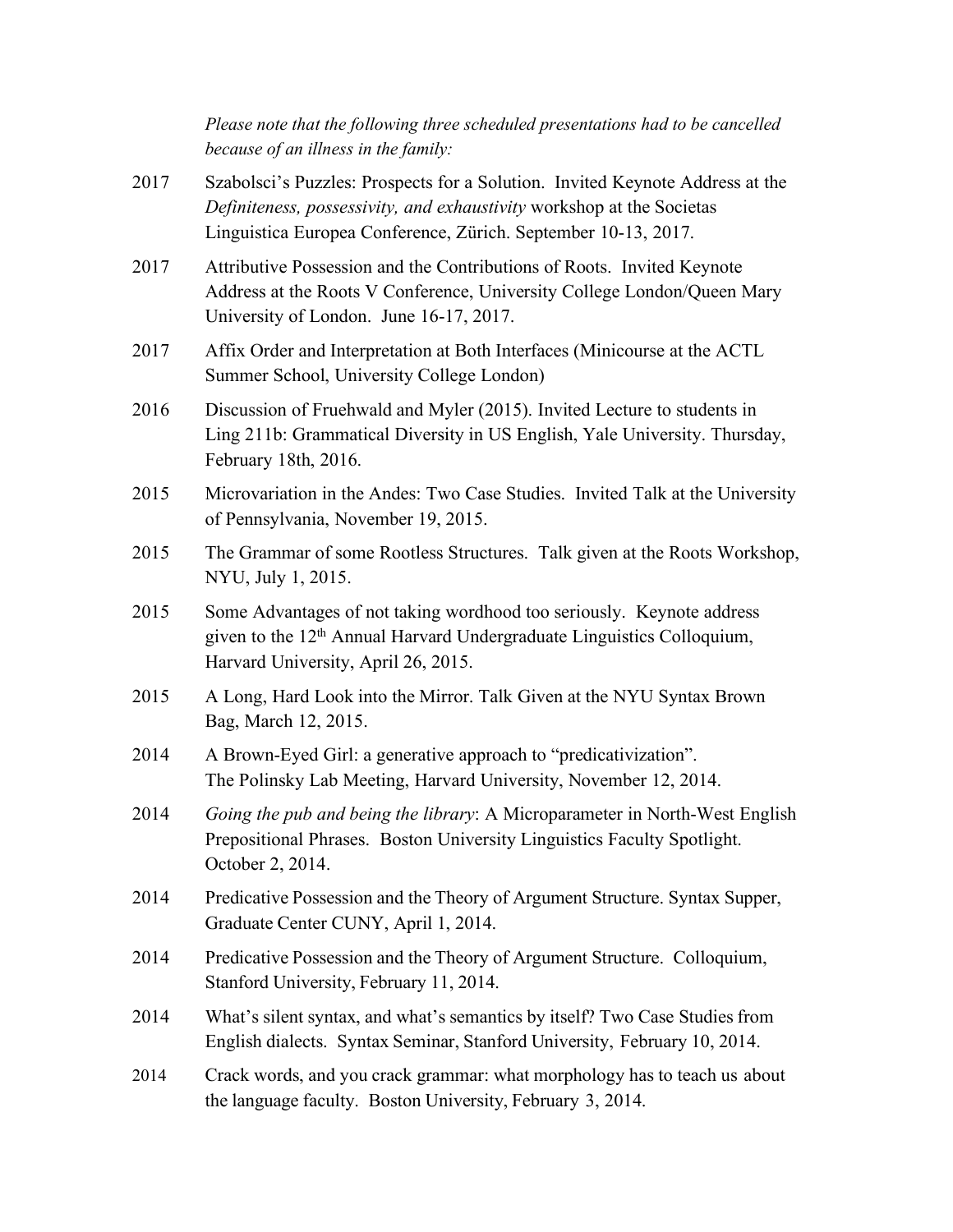*Please note that the following three scheduled presentations had to be cancelled because of an illness in the family:*

2017 Szabolsci's Puzzles: Prospects for a Solution. Invited Keynote Address at the *Definiteness, possessivity, and exhaustivity* workshop at the Societas Linguistica Europea Conference, Zürich. September 10-13, 2017.

2017 Attributive Possession and the Contributions of Roots. Invited Keynote Address at the Roots V Conference, University College London/Queen Mary University of London. June 16-17, 2017.

2017 Affix Order and Interpretation at Both Interfaces (Minicourse at the ACTL Summer School, University College London)

2016 Discussion of Fruehwald and Myler (2015). Invited Lecture to students in Ling 211b: Grammatical Diversity in US English, Yale University. Thursday, February 18th, 2016.

2015 Microvariation in the Andes: Two Case Studies. Invited Talk at the University of Pennsylvania, November 19, 2015.

2015 The Grammar of some Rootless Structures. Talk given at the Roots Workshop, NYU, July 1, 2015.

2015 Some Advantages of not taking wordhood too seriously. Keynote address given to the 12th Annual Harvard Undergraduate Linguistics Colloquium, Harvard University, April 26, 2015.

2015 A Long, Hard Look into the Mirror. Talk Given at the NYU Syntax Brown Bag, March 12, 2015.

2014 A Brown-Eyed Girl: a generative approach to "predicativization". The Polinsky Lab Meeting, Harvard University, November 12, 2014.

2014 *Going the pub and being the library*: A Microparameter in North-West English Prepositional Phrases. Boston University Linguistics Faculty Spotlight. October 2, 2014.

2014 Predicative Possession and the Theory of Argument Structure. Syntax Supper, Graduate Center CUNY, April 1, 2014.

2014 Predicative Possession and the Theory of Argument Structure. Colloquium, Stanford University, February 11, 2014.

2014 What's silent syntax, and what's semantics by itself? Two Case Studies from English dialects. Syntax Seminar, Stanford University, February 10, 2014.

2014 Crack words, and you crack grammar: what morphology has to teach us about the language faculty. Boston University, February 3, 2014.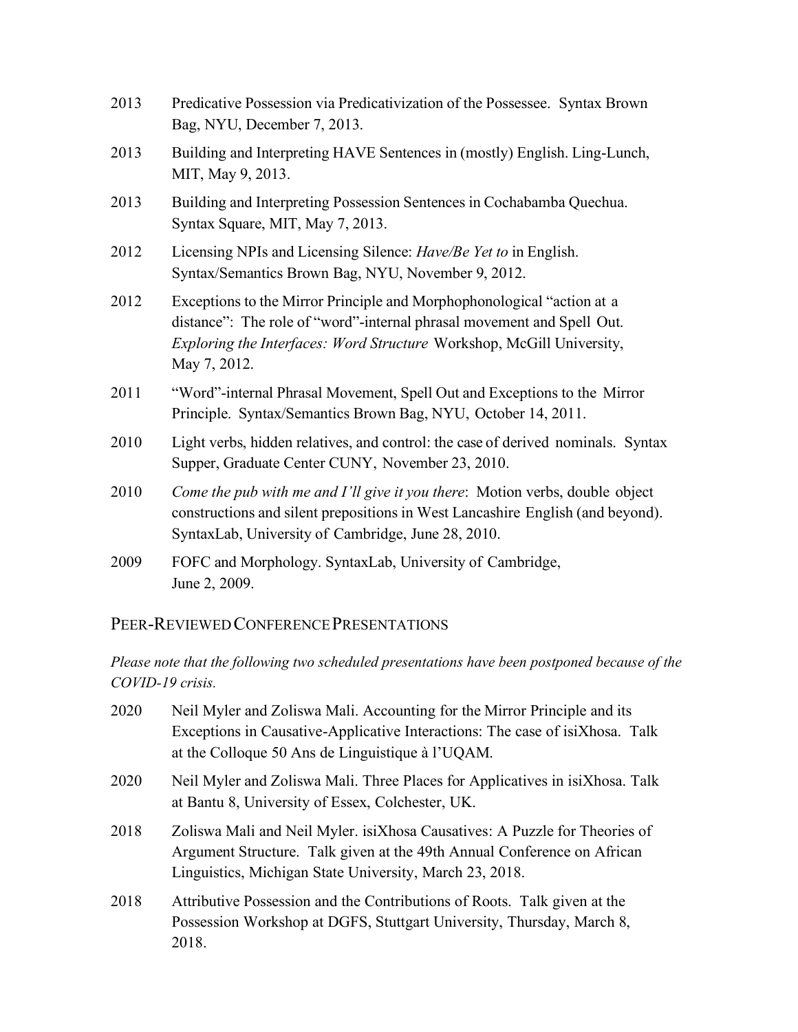2013 Predicative Possession via Predicativization of the Possessee. Syntax Brown Bag, NYU, December 7, 2013.

2013 Building and Interpreting HAVE Sentences in (mostly) English. Ling-Lunch, MIT, May 9, 2013.

2013 Building and Interpreting Possession Sentences in Cochabamba Quechua. Syntax Square, MIT, May 7, 2013.

2012 Licensing NPIs and Licensing Silence: *Have/Be Yet to* in English. Syntax/Semantics Brown Bag, NYU, November 9, 2012.

2012 Exceptions to the Mirror Principle and Morphophonological "action at a distance": The role of "word"-internal phrasal movement and Spell Out. *Exploring the Interfaces: Word Structure* Workshop, McGill University, May 7, 2012.

2011 "Word"-internal Phrasal Movement, Spell Out and Exceptions to the Mirror Principle. Syntax/Semantics Brown Bag, NYU, October 14, 2011.

2010 Light verbs, hidden relatives, and control: the case of derived nominals. Syntax Supper, Graduate Center CUNY, November 23, 2010.

2010 *Come the pub with me and I'll give it you there*: Motion verbs, double object constructions and silent prepositions in West Lancashire English (and beyond). SyntaxLab, University of Cambridge, June 28, 2010.

2009 FOFC and Morphology. SyntaxLab, University of Cambridge, June 2, 2009.

## Peer-Reviewed Conference Presentations

*Please note that the following two scheduled presentations have been postponed because of the COVID-19 crisis.*

2020 Neil Myler and Zoliswa Mali. Accounting for the Mirror Principle and its Exceptions in Causative-Applicative Interactions: The case of isiXhosa. Talk at the Colloque 50 Ans de Linguistique à l'UQAM.

2020 Neil Myler and Zoliswa Mali. Three Places for Applicatives in isiXhosa. Talk at Bantu 8, University of Essex, Colchester, UK.

2018 Zoliswa Mali and Neil Myler. isiXhosa Causatives: A Puzzle for Theories of Argument Structure. Talk given at the 49th Annual Conference on African Linguistics, Michigan State University, March 23, 2018.

2018 Attributive Possession and the Contributions of Roots. Talk given at the Possession Workshop at DGFS, Stuttgart University, Thursday, March 8, 2018.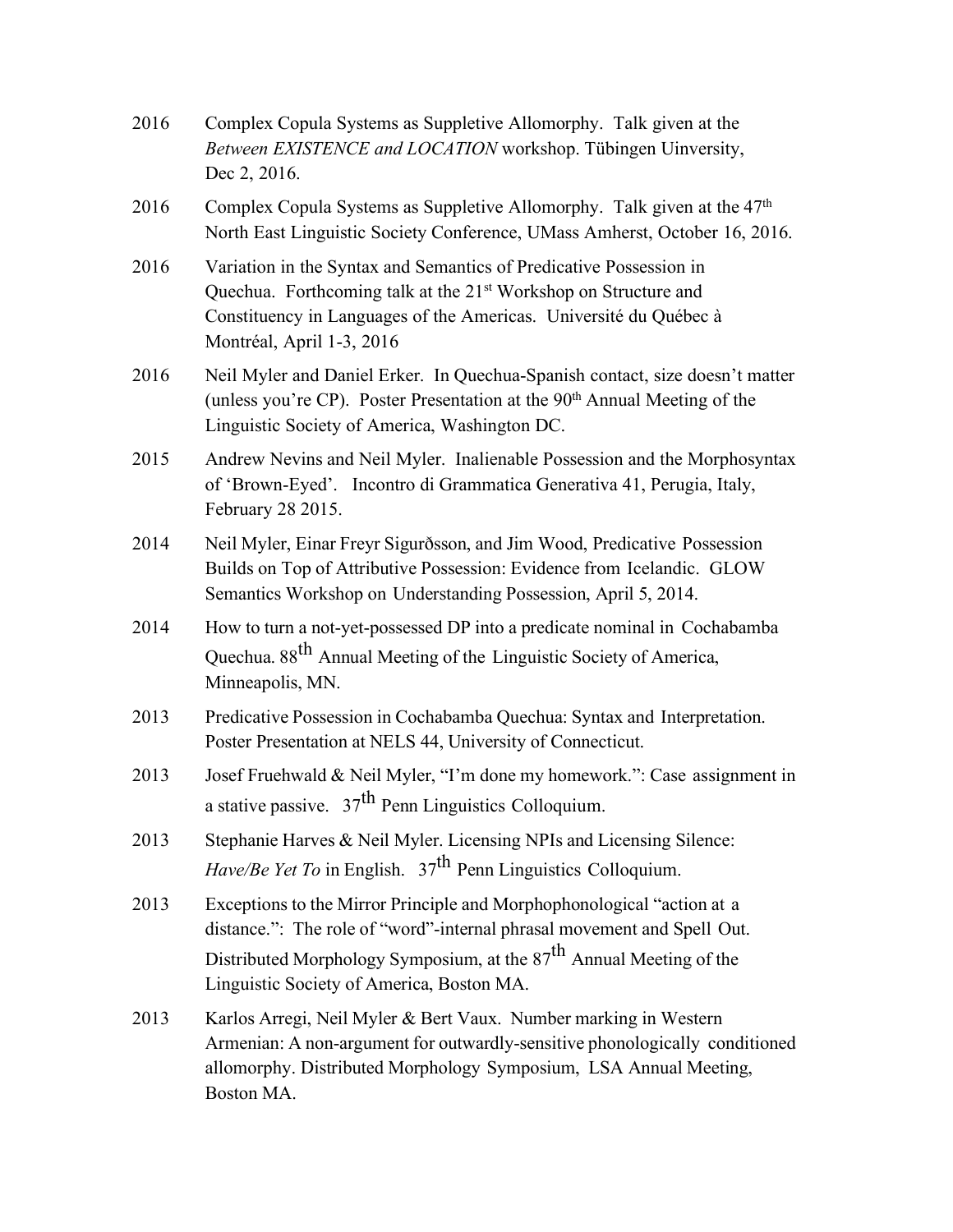2016 Complex Copula Systems as Suppletive Allomorphy. Talk given at the *Between EXISTENCE and LOCATION* workshop. Tübingen Uinversity, Dec 2, 2016.

2016 Complex Copula Systems as Suppletive Allomorphy. Talk given at the 47th North East Linguistic Society Conference, UMass Amherst, October 16, 2016.

2016 Variation in the Syntax and Semantics of Predicative Possession in Quechua. Forthcoming talk at the 21st Workshop on Structure and Constituency in Languages of the Americas. Université du Québec à Montréal, April 1-3, 2016

2016 Neil Myler and Daniel Erker. In Quechua-Spanish contact, size doesn't matter (unless you're CP). Poster Presentation at the 90th Annual Meeting of the Linguistic Society of America, Washington DC.

2015 Andrew Nevins and Neil Myler. Inalienable Possession and the Morphosyntax of 'Brown-Eyed'. Incontro di Grammatica Generativa 41, Perugia, Italy, February 28 2015.

2014 Neil Myler, Einar Freyr Sigurðsson, and Jim Wood, Predicative Possession Builds on Top of Attributive Possession: Evidence from Icelandic. GLOW Semantics Workshop on Understanding Possession, April 5, 2014.

2014 How to turn a not-yet-possessed DP into a predicate nominal in Cochabamba Quechua. 88th Annual Meeting of the Linguistic Society of America, Minneapolis, MN.

2013 Predicative Possession in Cochabamba Quechua: Syntax and Interpretation. Poster Presentation at NELS 44, University of Connecticut.

2013 Josef Fruehwald & Neil Myler, "I'm done my homework.": Case assignment in a stative passive. 37th Penn Linguistics Colloquium.

2013 Stephanie Harves & Neil Myler. Licensing NPIs and Licensing Silence: *Have/Be Yet To* in English. 37th Penn Linguistics Colloquium.

2013 Exceptions to the Mirror Principle and Morphophonological "action at a distance.": The role of "word"-internal phrasal movement and Spell Out. Distributed Morphology Symposium, at the 87th Annual Meeting of the Linguistic Society of America, Boston MA.

2013 Karlos Arregi, Neil Myler & Bert Vaux. Number marking in Western Armenian: A non-argument for outwardly-sensitive phonologically conditioned allomorphy. Distributed Morphology Symposium, LSA Annual Meeting, Boston MA.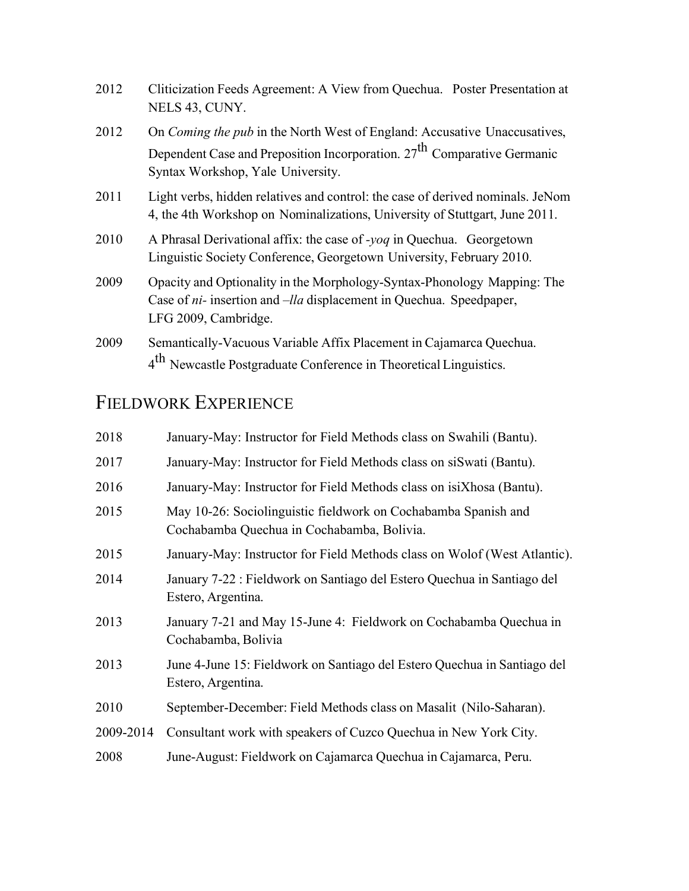2012 Cliticization Feeds Agreement: A View from Quechua. Poster Presentation at NELS 43, CUNY.

2012 On *Coming the pub* in the North West of England: Accusative Unaccusatives, Dependent Case and Preposition Incorporation. 27th Comparative Germanic Syntax Workshop, Yale University.

2011 Light verbs, hidden relatives and control: the case of derived nominals. JeNom 4, the 4th Workshop on Nominalizations, University of Stuttgart, June 2011.

2010 A Phrasal Derivational affix: the case of *-yoq* in Quechua. Georgetown Linguistic Society Conference, Georgetown University, February 2010.

2009 Opacity and Optionality in the Morphology-Syntax-Phonology Mapping: The Case of *ni-* insertion and *–lla* displacement in Quechua. Speedpaper, LFG 2009, Cambridge.

2009 Semantically-Vacuous Variable Affix Placement in Cajamarca Quechua. 4th Newcastle Postgraduate Conference in Theoretical Linguistics.

## Fieldwork Experience

2018 January-May: Instructor for Field Methods class on Swahili (Bantu).

2017 January-May: Instructor for Field Methods class on siSwati (Bantu).

2016 January-May: Instructor for Field Methods class on isiXhosa (Bantu).

2015 May 10-26: Sociolinguistic fieldwork on Cochabamba Spanish and Cochabamba Quechua in Cochabamba, Bolivia.

2015 January-May: Instructor for Field Methods class on Wolof (West Atlantic).

2014 January 7-22 : Fieldwork on Santiago del Estero Quechua in Santiago del Estero, Argentina.

2013 January 7-21 and May 15-June 4: Fieldwork on Cochabamba Quechua in Cochabamba, Bolivia

2013 June 4-June 15: Fieldwork on Santiago del Estero Quechua in Santiago del Estero, Argentina.

2010 September-December: Field Methods class on Masalit (Nilo-Saharan).

2009-2014 Consultant work with speakers of Cuzco Quechua in New York City.

2008 June-August: Fieldwork on Cajamarca Quechua in Cajamarca, Peru.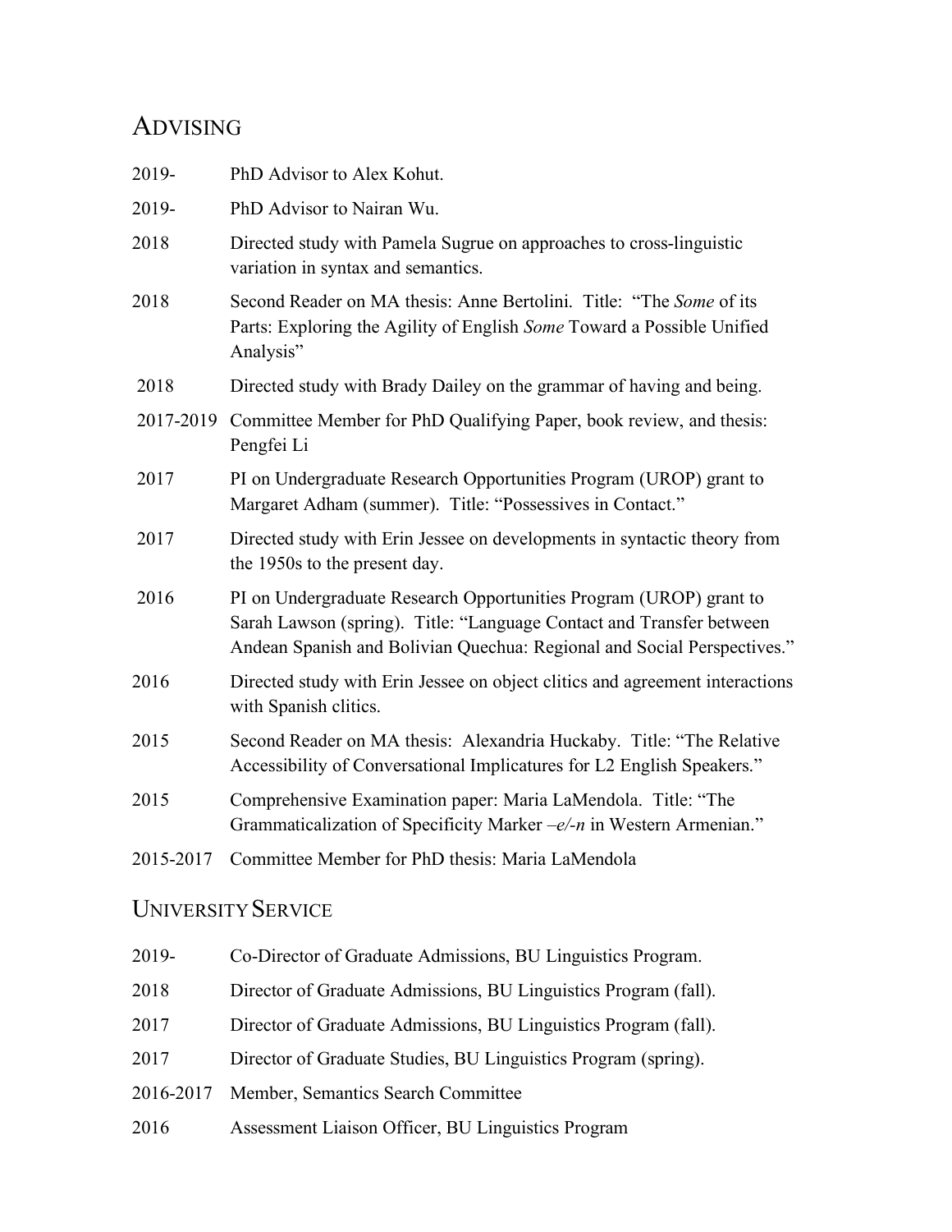## ADVISING

2019- PhD Advisor to Alex Kohut.

2019- PhD Advisor to Nairan Wu.

2018 Directed study with Pamela Sugrue on approaches to cross-linguistic variation in syntax and semantics.

2018 Second Reader on MA thesis: Anne Bertolini. Title: "The *Some* of its Parts: Exploring the Agility of English *Some* Toward a Possible Unified Analysis"

2018 Directed study with Brady Dailey on the grammar of having and being.

2017-2019 Committee Member for PhD Qualifying Paper, book review, and thesis: Pengfei Li

2017 PI on Undergraduate Research Opportunities Program (UROP) grant to Margaret Adham (summer). Title: "Possessives in Contact."

2017 Directed study with Erin Jessee on developments in syntactic theory from the 1950s to the present day.

2016 PI on Undergraduate Research Opportunities Program (UROP) grant to Sarah Lawson (spring). Title: "Language Contact and Transfer between Andean Spanish and Bolivian Quechua: Regional and Social Perspectives."

2016 Directed study with Erin Jessee on object clitics and agreement interactions with Spanish clitics.

2015 Second Reader on MA thesis: Alexandria Huckaby. Title: "The Relative Accessibility of Conversational Implicatures for L2 English Speakers."

2015 Comprehensive Examination paper: Maria LaMendola. Title: "The Grammaticalization of Specificity Marker *–e/-n* in Western Armenian."

2015-2017 Committee Member for PhD thesis: Maria LaMendola

## UNIVERSITY SERVICE

2019- Co-Director of Graduate Admissions, BU Linguistics Program.

2018 Director of Graduate Admissions, BU Linguistics Program (fall).

2017 Director of Graduate Admissions, BU Linguistics Program (fall).

2017 Director of Graduate Studies, BU Linguistics Program (spring).

2016-2017 Member, Semantics Search Committee

2016 Assessment Liaison Officer, BU Linguistics Program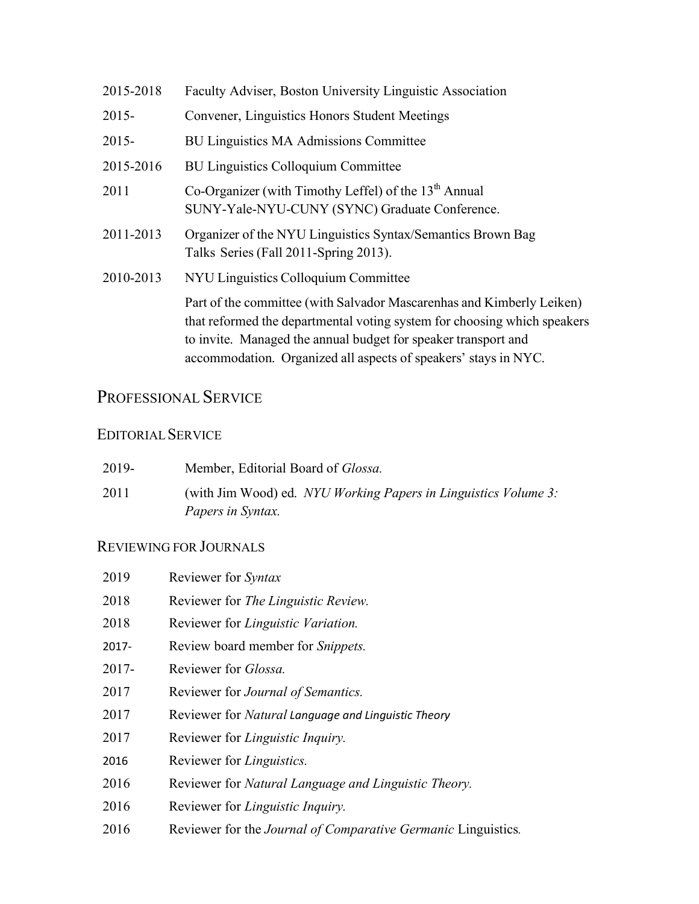2015-2018 Faculty Adviser, Boston University Linguistic Association

2015- Convener, Linguistics Honors Student Meetings

2015- BU Linguistics MA Admissions Committee

2015-2016 BU Linguistics Colloquium Committee

2011 Co-Organizer (with Timothy Leffel) of the 13th Annual SUNY-Yale-NYU-CUNY (SYNC) Graduate Conference.

2011-2013 Organizer of the NYU Linguistics Syntax/Semantics Brown Bag Talks Series (Fall 2011-Spring 2013).

2010-2013 NYU Linguistics Colloquium Committee

Part of the committee (with Salvador Mascarenhas and Kimberly Leiken) that reformed the departmental voting system for choosing which speakers to invite. Managed the annual budget for speaker transport and accommodation. Organized all aspects of speakers' stays in NYC.

## PROFESSIONAL SERVICE

### EDITORIAL SERVICE

2019- Member, Editorial Board of *Glossa.*

2011 (with Jim Wood) ed. *NYU Working Papers in Linguistics Volume 3: Papers in Syntax.*

### REVIEWING FOR JOURNALS

2019 Reviewer for *Syntax*

2018 Reviewer for *The Linguistic Review.*

2018 Reviewer for *Linguistic Variation.*

2017- Review board member for *Snippets.*

2017- Reviewer for *Glossa.*

2017 Reviewer for *Journal of Semantics.*

2017 Reviewer for *Natural Language and Linguistic Theory*

2017 Reviewer for *Linguistic Inquiry.*

2016 Reviewer for *Linguistics.*

2016 Reviewer for *Natural Language and Linguistic Theory.*

2016 Reviewer for *Linguistic Inquiry.*

2016 Reviewer for the *Journal of Comparative Germanic* Linguistics.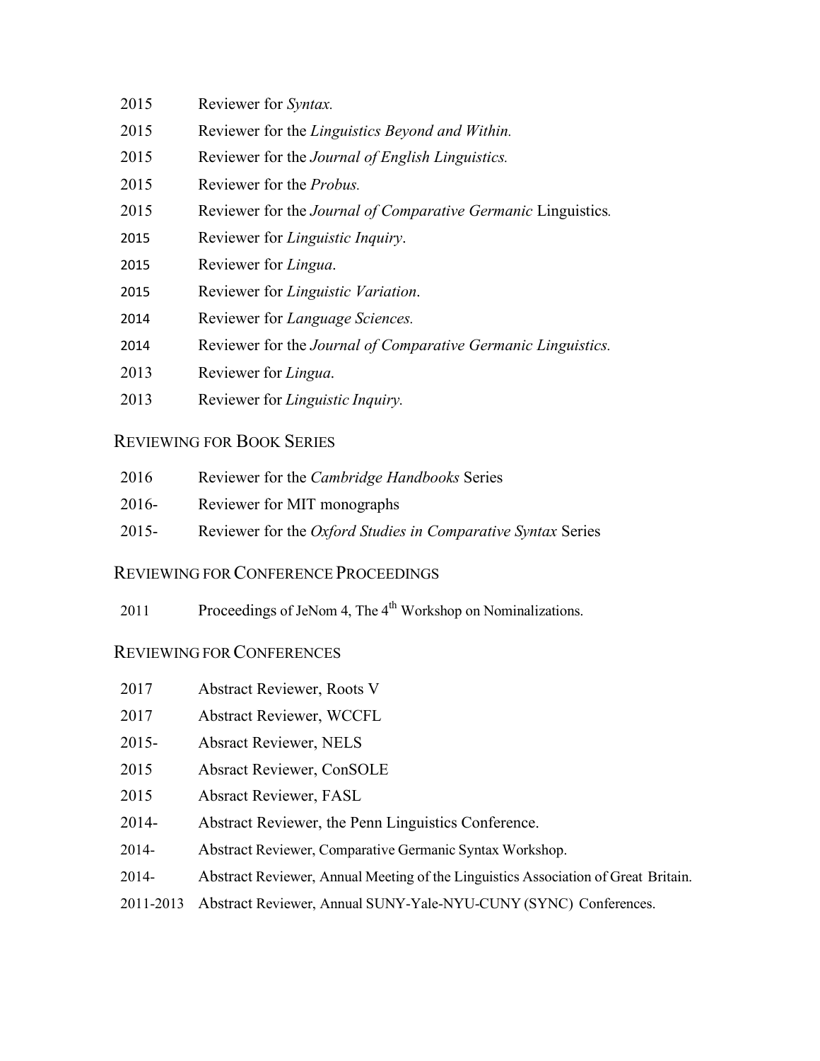2015 Reviewer for *Syntax.*

2015 Reviewer for the *Linguistics Beyond and Within.*

2015 Reviewer for the *Journal of English Linguistics.*

2015 Reviewer for the *Probus.*

2015 Reviewer for the *Journal of Comparative Germanic* Linguistics*.*

2015 Reviewer for *Linguistic Inquiry*.

2015 Reviewer for *Lingua*.

2015 Reviewer for *Linguistic Variation*.

2014 Reviewer for *Language Sciences.*

2014 Reviewer for the *Journal of Comparative Germanic Linguistics.*

2013 Reviewer for *Lingua*.

2013 Reviewer for *Linguistic Inquiry*.

## REVIEWING FOR BOOK SERIES

2016 Reviewer for the *Cambridge Handbooks* Series

2016- Reviewer for MIT monographs

2015- Reviewer for the *Oxford Studies in Comparative Syntax* Series

## REVIEWING FOR CONFERENCE PROCEEDINGS

2011 Proceedings of JeNom 4, The 4th Workshop on Nominalizations.

## REVIEWING FOR CONFERENCES

2017 Abstract Reviewer, Roots V

2017 Abstract Reviewer, WCCFL

2015- Absract Reviewer, NELS

2015 Absract Reviewer, ConSOLE

2015 Absract Reviewer, FASL

2014- Abstract Reviewer, the Penn Linguistics Conference.

2014- Abstract Reviewer, Comparative Germanic Syntax Workshop.

2014- Abstract Reviewer, Annual Meeting of the Linguistics Association of Great Britain.

2011-2013 Abstract Reviewer, Annual SUNY-Yale-NYU-CUNY (SYNC) Conferences.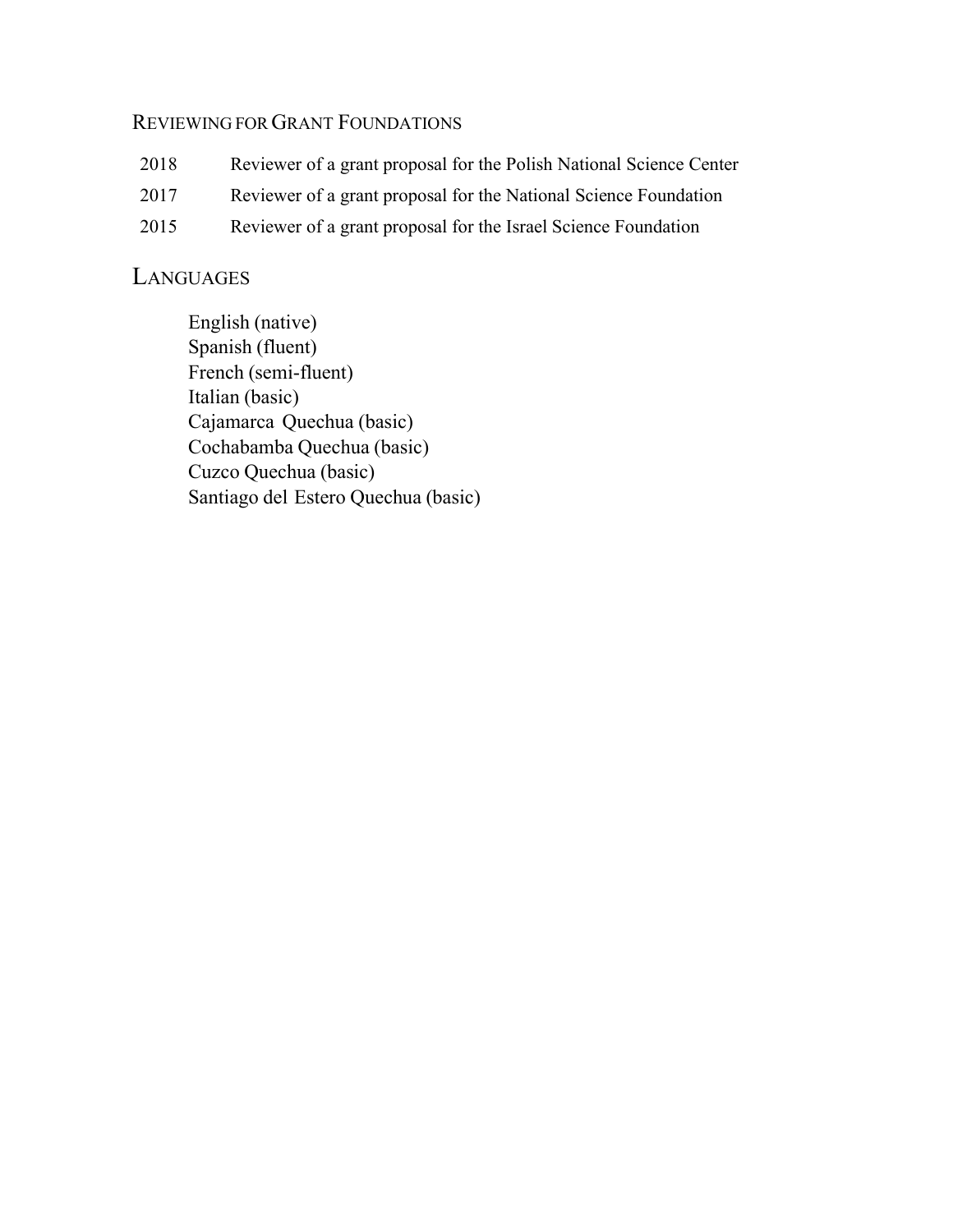## Reviewing for Grant Foundations

| | |
|---|---|
| 2018 | Reviewer of a grant proposal for the Polish National Science Center |
| 2017 | Reviewer of a grant proposal for the National Science Foundation |
| 2015 | Reviewer of a grant proposal for the Israel Science Foundation |

## Languages

English (native)
Spanish (fluent)
French (semi-fluent)
Italian (basic)
Cajamarca Quechua (basic)
Cochabamba Quechua (basic)
Cuzco Quechua (basic)
Santiago del Estero Quechua (basic)